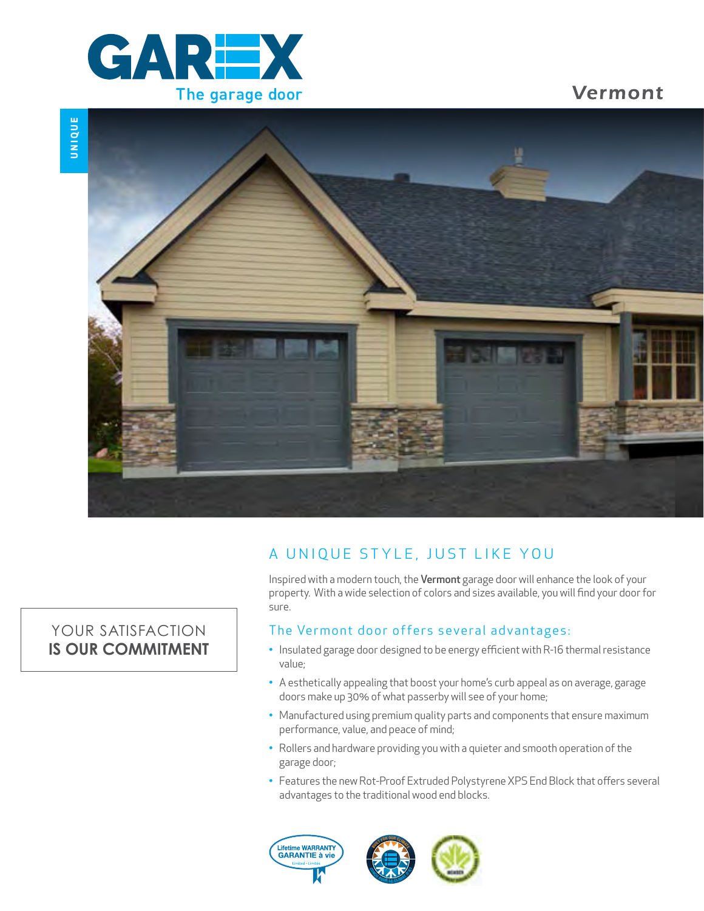GAREX

The garage door

# Vermont

UNIQUE

YOUR SATISFACTION
**IS OUR COMMITMENT**

## A UNIQUE STYLE, JUST LIKE YOU

Inspired with a modern touch, the **Vermont** garage door will enhance the look of your property. With a wide selection of colors and sizes available, you will find your door for sure.

### The Vermont door offers several advantages:

- Insulated garage door designed to be energy efficient with R-16 thermal resistance value;
- A esthetically appealing that boost your home's curb appeal as on average, garage doors make up 30% of what passerby will see of your home;
- Manufactured using premium quality parts and components that ensure maximum performance, value, and peace of mind;
- Rollers and hardware providing you with a quieter and smooth operation of the garage door;
- Features the new Rot-Proof Extruded Polystyrene XPS End Block that offers several advantages to the traditional wood end blocks.

Lifetime WARRANTY
GARANTIE à vie
Limited · Limitée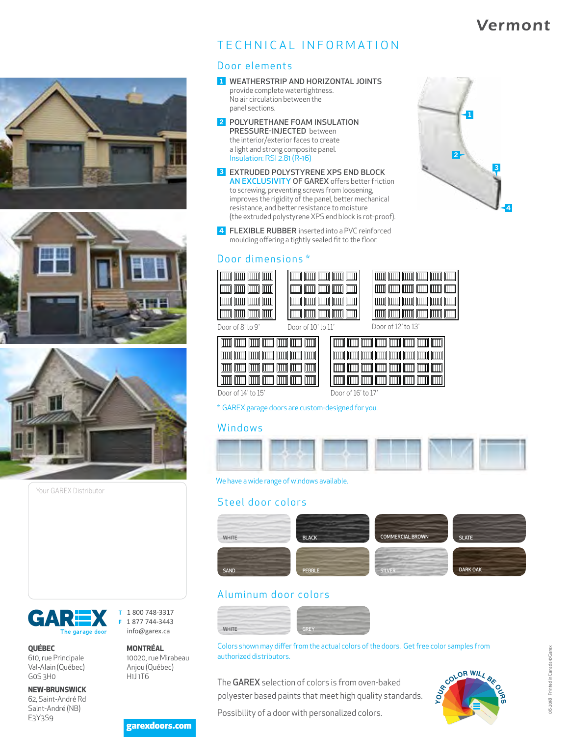# Vermont

## TECHNICAL INFORMATION

### Door elements

**1 WEATHERSTRIP AND HORIZONTAL JOINTS** provide complete watertightness. No air circulation between the panel sections.

**2 POLYURETHANE FOAM INSULATION PRESSURE-INJECTED** between the interior/exterior faces to create a light and strong composite panel.
Insulation: RSI 2.81 (R-16)

**3 EXTRUDED POLYSTYRENE XPS END BLOCK AN EXCLUSIVITY OF GAREX** offers better friction to screwing, preventing screws from loosening, improves the rigidity of the panel, better mechanical resistance, and better resistance to moisture (the extruded polystyrene XPS end block is rot-proof).

**4 FLEXIBLE RUBBER** inserted into a PVC reinforced moulding offering a tightly sealed fit to the floor.

1
2
3
4

### Door dimensions *

Door of 8' to 9'

Door of 10' to 11'

Door of 12' to 13'

Door of 14' to 15'

Door of 16' to 17'

\* GAREX garage doors are custom-designed for you.

### Windows

We have a wide range of windows available.

### Steel door colors

WHITE
BLACK
COMMERCIAL BROWN
SLATE
SAND
PEBBLE
SILVER
DARK OAK

### Aluminum door colors

WHITE
GREY

Colors shown may differ from the actual colors of the doors. Get free color samples from authorized distributors.

The **GAREX** selection of colors is from oven-baked polyester based paints that meet high quality standards.

Possibility of a door with personalized colors.

YOUR COLOR WILL BE OURS

Your GAREX Distributor

**GAREX** The garage door

T 1 800 748-3317
F 1 877 744-3443
info@garex.ca

**QUÉBEC**
610, rue Principale
Val-Alain (Québec)
G0S 3H0

**MONTRÉAL**
10020, rue Mirabeau
Anjou (Québec)
H1J 1T6

**NEW-BRUNSWICK**
62, Saint-André Rd
Saint-André (NB)
E3Y3S9

garexdoors.com

06-2018 Printed in Canada ©Garex